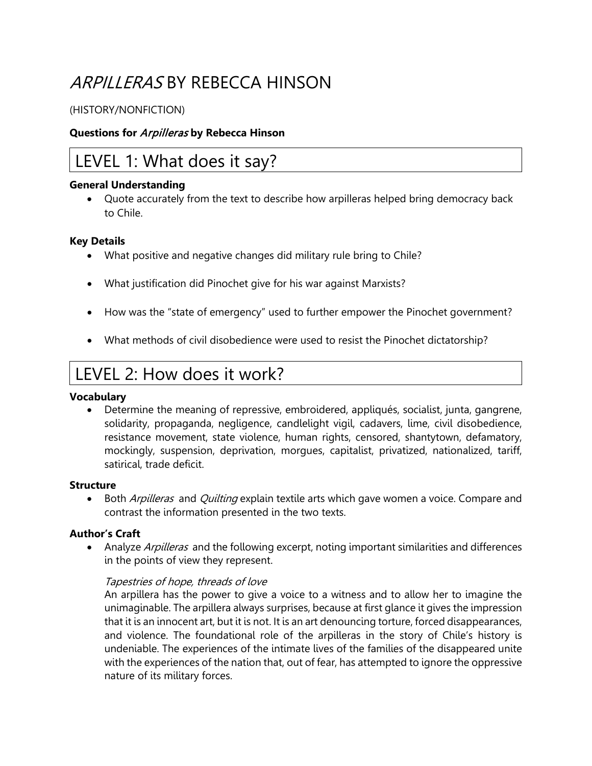# *ARPILLERAS* BY REBECCA HINSON

(HISTORY/NONFICTION)

**Questions for *Arpilleras* by Rebecca Hinson**

## LEVEL 1: What does it say?

**General Understanding**

- Quote accurately from the text to describe how arpilleras helped bring democracy back to Chile.

**Key Details**

- What positive and negative changes did military rule bring to Chile?
- What justification did Pinochet give for his war against Marxists?
- How was the "state of emergency" used to further empower the Pinochet government?
- What methods of civil disobedience were used to resist the Pinochet dictatorship?

## LEVEL 2: How does it work?

**Vocabulary**

- Determine the meaning of repressive, embroidered, appliqués, socialist, junta, gangrene, solidarity, propaganda, negligence, candlelight vigil, cadavers, lime, civil disobedience, resistance movement, state violence, human rights, censored, shantytown, defamatory, mockingly, suspension, deprivation, morgues, capitalist, privatized, nationalized, tariff, satirical, trade deficit.

**Structure**

- Both *Arpilleras* and *Quilting* explain textile arts which gave women a voice. Compare and contrast the information presented in the two texts.

**Author's Craft**

- Analyze *Arpilleras* and the following excerpt, noting important similarities and differences in the points of view they represent.

  *Tapestries of hope, threads of love*
  An arpillera has the power to give a voice to a witness and to allow her to imagine the unimaginable. The arpillera always surprises, because at first glance it gives the impression that it is an innocent art, but it is not. It is an art denouncing torture, forced disappearances, and violence. The foundational role of the arpilleras in the story of Chile's history is undeniable. The experiences of the intimate lives of the families of the disappeared unite with the experiences of the nation that, out of fear, has attempted to ignore the oppressive nature of its military forces.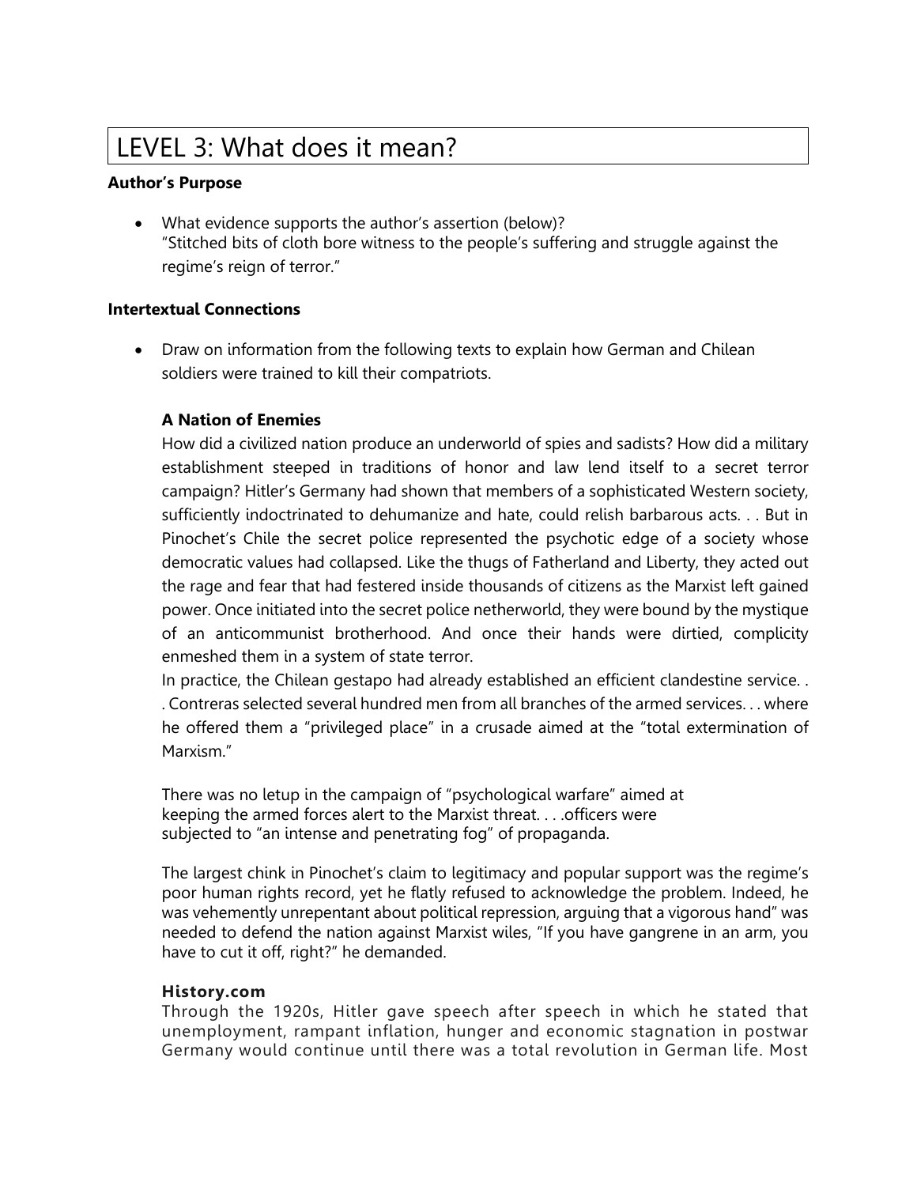# LEVEL 3: What does it mean?

**Author's Purpose**

- What evidence supports the author's assertion (below)?
  "Stitched bits of cloth bore witness to the people's suffering and struggle against the regime's reign of terror."

**Intertextual Connections**

- Draw on information from the following texts to explain how German and Chilean soldiers were trained to kill their compatriots.

**A Nation of Enemies**

How did a civilized nation produce an underworld of spies and sadists? How did a military establishment steeped in traditions of honor and law lend itself to a secret terror campaign? Hitler's Germany had shown that members of a sophisticated Western society, sufficiently indoctrinated to dehumanize and hate, could relish barbarous acts. . . But in Pinochet's Chile the secret police represented the psychotic edge of a society whose democratic values had collapsed. Like the thugs of Fatherland and Liberty, they acted out the rage and fear that had festered inside thousands of citizens as the Marxist left gained power. Once initiated into the secret police netherworld, they were bound by the mystique of an anticommunist brotherhood. And once their hands were dirtied, complicity enmeshed them in a system of state terror.

In practice, the Chilean gestapo had already established an efficient clandestine service. . . Contreras selected several hundred men from all branches of the armed services. . . where he offered them a "privileged place" in a crusade aimed at the "total extermination of Marxism."

There was no letup in the campaign of "psychological warfare" aimed at keeping the armed forces alert to the Marxist threat. . . .officers were subjected to "an intense and penetrating fog" of propaganda.

The largest chink in Pinochet's claim to legitimacy and popular support was the regime's poor human rights record, yet he flatly refused to acknowledge the problem. Indeed, he was vehemently unrepentant about political repression, arguing that a vigorous hand" was needed to defend the nation against Marxist wiles, "If you have gangrene in an arm, you have to cut it off, right?" he demanded.

**History.com**

Through the 1920s, Hitler gave speech after speech in which he stated that unemployment, rampant inflation, hunger and economic stagnation in postwar Germany would continue until there was a total revolution in German life. Most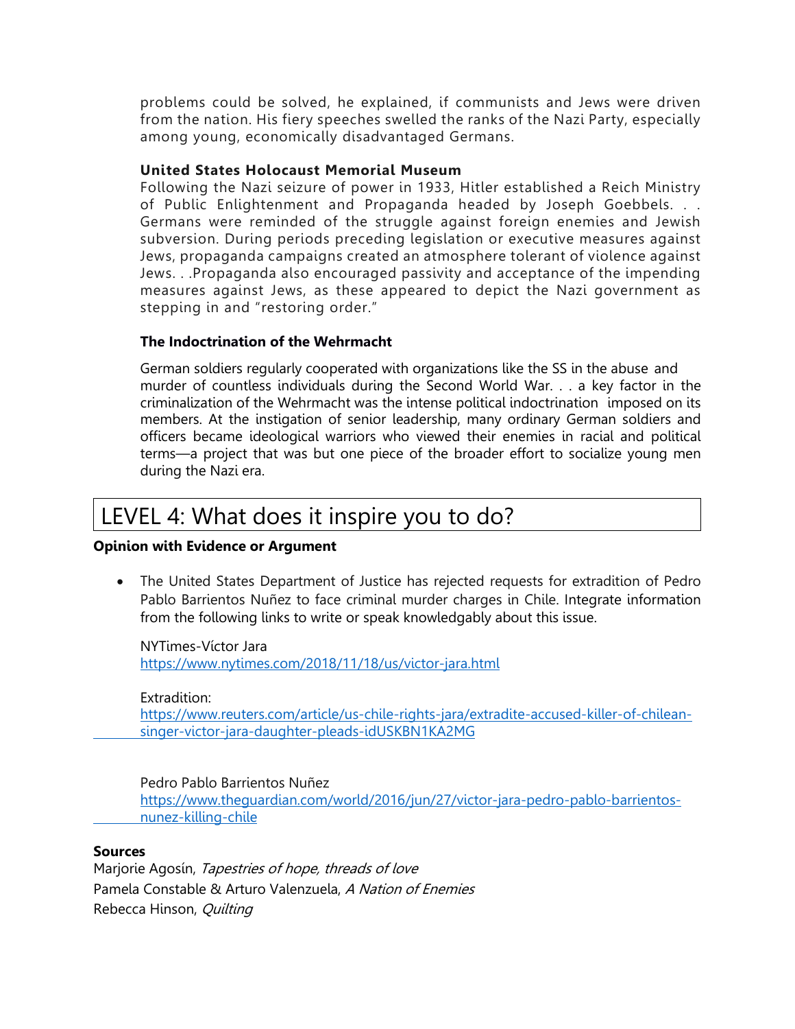problems could be solved, he explained, if communists and Jews were driven from the nation. His fiery speeches swelled the ranks of the Nazi Party, especially among young, economically disadvantaged Germans.

**United States Holocaust Memorial Museum**
Following the Nazi seizure of power in 1933, Hitler established a Reich Ministry of Public Enlightenment and Propaganda headed by Joseph Goebbels. . . Germans were reminded of the struggle against foreign enemies and Jewish subversion. During periods preceding legislation or executive measures against Jews, propaganda campaigns created an atmosphere tolerant of violence against Jews. . .Propaganda also encouraged passivity and acceptance of the impending measures against Jews, as these appeared to depict the Nazi government as stepping in and "restoring order."

**The Indoctrination of the Wehrmacht**

German soldiers regularly cooperated with organizations like the SS in the abuse and murder of countless individuals during the Second World War. . . a key factor in the criminalization of the Wehrmacht was the intense political indoctrination imposed on its members. At the instigation of senior leadership, many ordinary German soldiers and officers became ideological warriors who viewed their enemies in racial and political terms—a project that was but one piece of the broader effort to socialize young men during the Nazi era.

# LEVEL 4: What does it inspire you to do?

**Opinion with Evidence or Argument**

- The United States Department of Justice has rejected requests for extradition of Pedro Pablo Barrientos Nuñez to face criminal murder charges in Chile. Integrate information from the following links to write or speak knowledgably about this issue.

  NYTimes-Víctor Jara
  https://www.nytimes.com/2018/11/18/us/victor-jara.html

  Extradition:
  https://www.reuters.com/article/us-chile-rights-jara/extradite-accused-killer-of-chilean-singer-victor-jara-daughter-pleads-idUSKBN1KA2MG

  Pedro Pablo Barrientos Nuñez
  https://www.theguardian.com/world/2016/jun/27/victor-jara-pedro-pablo-barrientos-nunez-killing-chile

**Sources**
Marjorie Agosín, *Tapestries of hope, threads of love*
Pamela Constable & Arturo Valenzuela, *A Nation of Enemies*
Rebecca Hinson, *Quilting*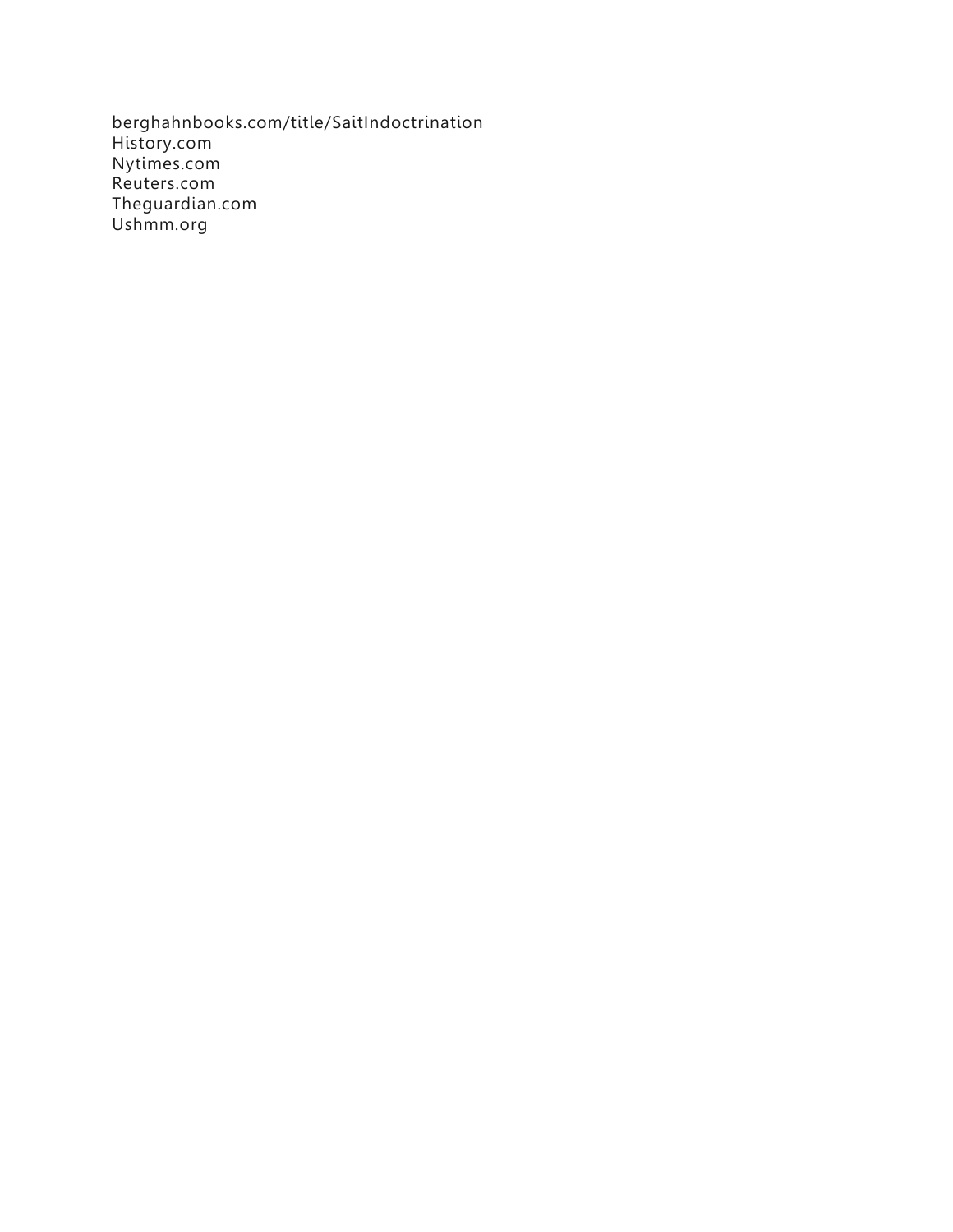berghahnbooks.com/title/SaitIndoctrination
History.com
Nytimes.com
Reuters.com
Theguardian.com
Ushmm.org